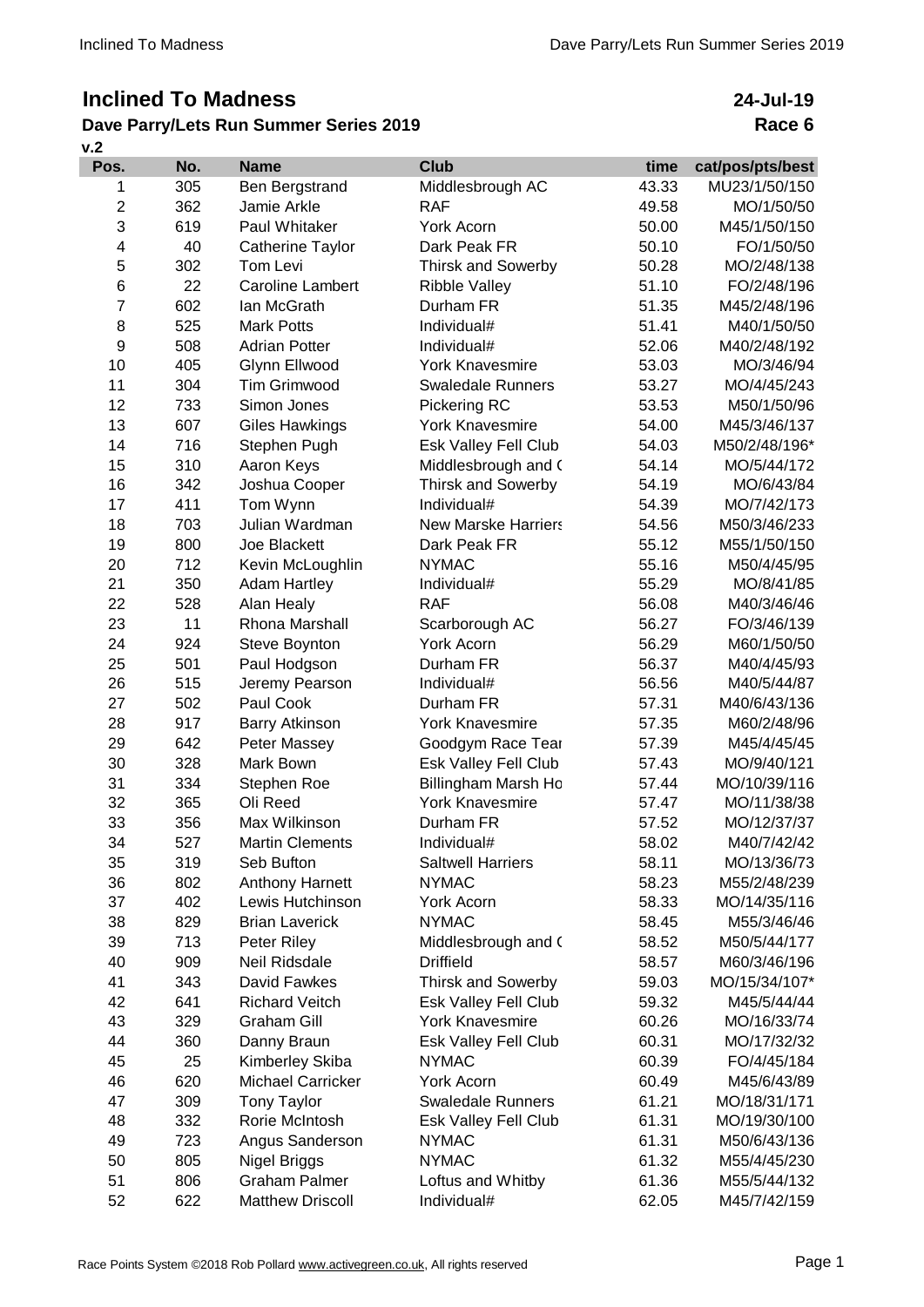# Inclined To Madness

**24-Jul-19**

## Dave Parry/Lets Run Summer Series 2019

**Race 6**

**v.2**

| Pos. | No. | Name | Club | time | cat/pos/pts/best |
|---|---|---|---|---|---|
| 1 | 305 | Ben Bergstrand | Middlesbrough AC | 43.33 | MU23/1/50/150 |
| 2 | 362 | Jamie Arkle | RAF | 49.58 | MO/1/50/50 |
| 3 | 619 | Paul Whitaker | York Acorn | 50.00 | M45/1/50/150 |
| 4 | 40 | Catherine Taylor | Dark Peak FR | 50.10 | FO/1/50/50 |
| 5 | 302 | Tom Levi | Thirsk and Sowerby | 50.28 | MO/2/48/138 |
| 6 | 22 | Caroline Lambert | Ribble Valley | 51.10 | FO/2/48/196 |
| 7 | 602 | Ian McGrath | Durham FR | 51.35 | M45/2/48/196 |
| 8 | 525 | Mark Potts | Individual# | 51.41 | M40/1/50/50 |
| 9 | 508 | Adrian Potter | Individual# | 52.06 | M40/2/48/192 |
| 10 | 405 | Glynn Ellwood | York Knavesmire | 53.03 | MO/3/46/94 |
| 11 | 304 | Tim Grimwood | Swaledale Runners | 53.27 | MO/4/45/243 |
| 12 | 733 | Simon Jones | Pickering RC | 53.53 | M50/1/50/96 |
| 13 | 607 | Giles Hawkings | York Knavesmire | 54.00 | M45/3/46/137 |
| 14 | 716 | Stephen Pugh | Esk Valley Fell Club | 54.03 | M50/2/48/196* |
| 15 | 310 | Aaron Keys | Middlesbrough and ( | 54.14 | MO/5/44/172 |
| 16 | 342 | Joshua Cooper | Thirsk and Sowerby | 54.19 | MO/6/43/84 |
| 17 | 411 | Tom Wynn | Individual# | 54.39 | MO/7/42/173 |
| 18 | 703 | Julian Wardman | New Marske Harriers | 54.56 | M50/3/46/233 |
| 19 | 800 | Joe Blackett | Dark Peak FR | 55.12 | M55/1/50/150 |
| 20 | 712 | Kevin McLoughlin | NYMAC | 55.16 | M50/4/45/95 |
| 21 | 350 | Adam Hartley | Individual# | 55.29 | MO/8/41/85 |
| 22 | 528 | Alan Healy | RAF | 56.08 | M40/3/46/46 |
| 23 | 11 | Rhona Marshall | Scarborough AC | 56.27 | FO/3/46/139 |
| 24 | 924 | Steve Boynton | York Acorn | 56.29 | M60/1/50/50 |
| 25 | 501 | Paul Hodgson | Durham FR | 56.37 | M40/4/45/93 |
| 26 | 515 | Jeremy Pearson | Individual# | 56.56 | M40/5/44/87 |
| 27 | 502 | Paul Cook | Durham FR | 57.31 | M40/6/43/136 |
| 28 | 917 | Barry Atkinson | York Knavesmire | 57.35 | M60/2/48/96 |
| 29 | 642 | Peter Massey | Goodgym Race Tear | 57.39 | M45/4/45/45 |
| 30 | 328 | Mark Bown | Esk Valley Fell Club | 57.43 | MO/9/40/121 |
| 31 | 334 | Stephen Roe | Billingham Marsh Ho | 57.44 | MO/10/39/116 |
| 32 | 365 | Oli Reed | York Knavesmire | 57.47 | MO/11/38/38 |
| 33 | 356 | Max Wilkinson | Durham FR | 57.52 | MO/12/37/37 |
| 34 | 527 | Martin Clements | Individual# | 58.02 | M40/7/42/42 |
| 35 | 319 | Seb Bufton | Saltwell Harriers | 58.11 | MO/13/36/73 |
| 36 | 802 | Anthony Harnett | NYMAC | 58.23 | M55/2/48/239 |
| 37 | 402 | Lewis Hutchinson | York Acorn | 58.33 | MO/14/35/116 |
| 38 | 829 | Brian Laverick | NYMAC | 58.45 | M55/3/46/46 |
| 39 | 713 | Peter Riley | Middlesbrough and ( | 58.52 | M50/5/44/177 |
| 40 | 909 | Neil Ridsdale | Driffield | 58.57 | M60/3/46/196 |
| 41 | 343 | David Fawkes | Thirsk and Sowerby | 59.03 | MO/15/34/107* |
| 42 | 641 | Richard Veitch | Esk Valley Fell Club | 59.32 | M45/5/44/44 |
| 43 | 329 | Graham Gill | York Knavesmire | 60.26 | MO/16/33/74 |
| 44 | 360 | Danny Braun | Esk Valley Fell Club | 60.31 | MO/17/32/32 |
| 45 | 25 | Kimberley Skiba | NYMAC | 60.39 | FO/4/45/184 |
| 46 | 620 | Michael Carricker | York Acorn | 60.49 | M45/6/43/89 |
| 47 | 309 | Tony Taylor | Swaledale Runners | 61.21 | MO/18/31/171 |
| 48 | 332 | Rorie McIntosh | Esk Valley Fell Club | 61.31 | MO/19/30/100 |
| 49 | 723 | Angus Sanderson | NYMAC | 61.31 | M50/6/43/136 |
| 50 | 805 | Nigel Briggs | NYMAC | 61.32 | M55/4/45/230 |
| 51 | 806 | Graham Palmer | Loftus and Whitby | 61.36 | M55/5/44/132 |
| 52 | 622 | Matthew Driscoll | Individual# | 62.05 | M45/7/42/159 |

Race Points System ©2018 Rob Pollard www.activegreen.co.uk, All rights reserved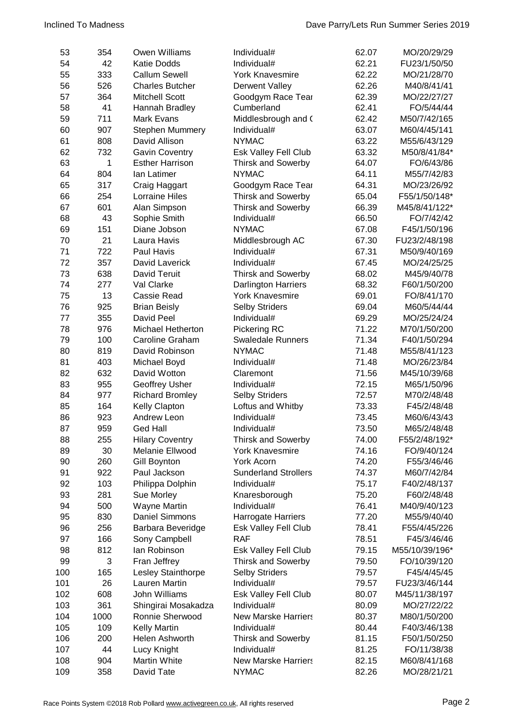| | | | | | |
|---|---|---|---|---|---|
| 53 | 354 | Owen Williams | Individual# | 62.07 | MO/20/29/29 |
| 54 | 42 | Katie Dodds | Individual# | 62.21 | FU23/1/50/50 |
| 55 | 333 | Callum Sewell | York Knavesmire | 62.22 | MO/21/28/70 |
| 56 | 526 | Charles Butcher | Derwent Valley | 62.26 | M40/8/41/41 |
| 57 | 364 | Mitchell Scott | Goodgym Race Tear | 62.39 | MO/22/27/27 |
| 58 | 41 | Hannah Bradley | Cumberland | 62.41 | FO/5/44/44 |
| 59 | 711 | Mark Evans | Middlesbrough and ( | 62.42 | M50/7/42/165 |
| 60 | 907 | Stephen Mummery | Individual# | 63.07 | M60/4/45/141 |
| 61 | 808 | David Allison | NYMAC | 63.22 | M55/6/43/129 |
| 62 | 732 | Gavin Coventry | Esk Valley Fell Club | 63.32 | M50/8/41/84* |
| 63 | 1 | Esther Harrison | Thirsk and Sowerby | 64.07 | FO/6/43/86 |
| 64 | 804 | Ian Latimer | NYMAC | 64.11 | M55/7/42/83 |
| 65 | 317 | Craig Haggart | Goodgym Race Tear | 64.31 | MO/23/26/92 |
| 66 | 254 | Lorraine Hiles | Thirsk and Sowerby | 65.04 | F55/1/50/148* |
| 67 | 601 | Alan Simpson | Thirsk and Sowerby | 66.39 | M45/8/41/122* |
| 68 | 43 | Sophie Smith | Individual# | 66.50 | FO/7/42/42 |
| 69 | 151 | Diane Jobson | NYMAC | 67.08 | F45/1/50/196 |
| 70 | 21 | Laura Havis | Middlesbrough AC | 67.30 | FU23/2/48/198 |
| 71 | 722 | Paul Havis | Individual# | 67.31 | M50/9/40/169 |
| 72 | 357 | David Laverick | Individual# | 67.45 | MO/24/25/25 |
| 73 | 638 | David Teruit | Thirsk and Sowerby | 68.02 | M45/9/40/78 |
| 74 | 277 | Val Clarke | Darlington Harriers | 68.32 | F60/1/50/200 |
| 75 | 13 | Cassie Read | York Knavesmire | 69.01 | FO/8/41/170 |
| 76 | 925 | Brian Beisly | Selby Striders | 69.04 | M60/5/44/44 |
| 77 | 355 | David Peel | Individual# | 69.29 | MO/25/24/24 |
| 78 | 976 | Michael Hetherton | Pickering RC | 71.22 | M70/1/50/200 |
| 79 | 100 | Caroline Graham | Swaledale Runners | 71.34 | F40/1/50/294 |
| 80 | 819 | David Robinson | NYMAC | 71.48 | M55/8/41/123 |
| 81 | 403 | Michael Boyd | Individual# | 71.48 | MO/26/23/84 |
| 82 | 632 | David Wotton | Claremont | 71.56 | M45/10/39/68 |
| 83 | 955 | Geoffrey Usher | Individual# | 72.15 | M65/1/50/96 |
| 84 | 977 | Richard Bromley | Selby Striders | 72.57 | M70/2/48/48 |
| 85 | 164 | Kelly Clapton | Loftus and Whitby | 73.33 | F45/2/48/48 |
| 86 | 923 | Andrew Leon | Individual# | 73.45 | M60/6/43/43 |
| 87 | 959 | Ged Hall | Individual# | 73.50 | M65/2/48/48 |
| 88 | 255 | Hilary Coventry | Thirsk and Sowerby | 74.00 | F55/2/48/192* |
| 89 | 30 | Melanie Ellwood | York Knavesmire | 74.16 | FO/9/40/124 |
| 90 | 260 | Gill Boynton | York Acorn | 74.20 | F55/3/46/46 |
| 91 | 922 | Paul Jackson | Sunderland Strollers | 74.37 | M60/7/42/84 |
| 92 | 103 | Philippa Dolphin | Individual# | 75.17 | F40/2/48/137 |
| 93 | 281 | Sue Morley | Knaresborough | 75.20 | F60/2/48/48 |
| 94 | 500 | Wayne Martin | Individual# | 76.41 | M40/9/40/123 |
| 95 | 830 | Daniel Simmons | Harrogate Harriers | 77.20 | M55/9/40/40 |
| 96 | 256 | Barbara Beveridge | Esk Valley Fell Club | 78.41 | F55/4/45/226 |
| 97 | 166 | Sony Campbell | RAF | 78.51 | F45/3/46/46 |
| 98 | 812 | Ian Robinson | Esk Valley Fell Club | 79.15 | M55/10/39/196* |
| 99 | 3 | Fran Jeffrey | Thirsk and Sowerby | 79.50 | FO/10/39/120 |
| 100 | 165 | Lesley Stainthorpe | Selby Striders | 79.57 | F45/4/45/45 |
| 101 | 26 | Lauren Martin | Individual# | 79.57 | FU23/3/46/144 |
| 102 | 608 | John Williams | Esk Valley Fell Club | 80.07 | M45/11/38/197 |
| 103 | 361 | Shingirai Mosakadza | Individual# | 80.09 | MO/27/22/22 |
| 104 | 1000 | Ronnie Sherwood | New Marske Harriers | 80.37 | M80/1/50/200 |
| 105 | 109 | Kelly Martin | Individual# | 80.44 | F40/3/46/138 |
| 106 | 200 | Helen Ashworth | Thirsk and Sowerby | 81.15 | F50/1/50/250 |
| 107 | 44 | Lucy Knight | Individual# | 81.25 | FO/11/38/38 |
| 108 | 904 | Martin White | New Marske Harriers | 82.15 | M60/8/41/168 |
| 109 | 358 | David Tate | NYMAC | 82.26 | MO/28/21/21 |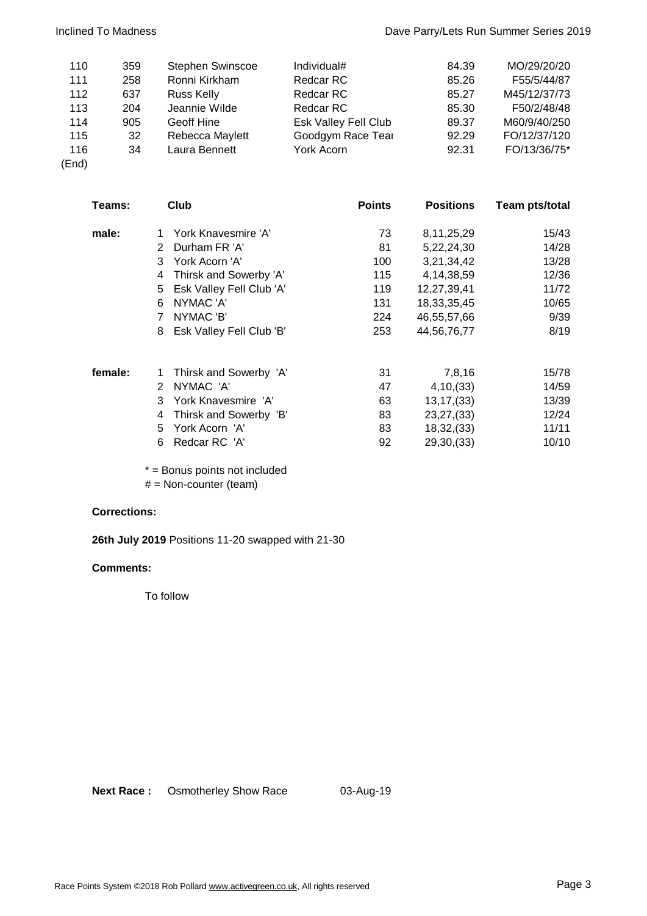| | | | | | |
|---|---|---|---|---|---|
| 110 | 359 | Stephen Swinscoe | Individual# | 84.39 | MO/29/20/20 |
| 111 | 258 | Ronni Kirkham | Redcar RC | 85.26 | F55/5/44/87 |
| 112 | 637 | Russ Kelly | Redcar RC | 85.27 | M45/12/37/73 |
| 113 | 204 | Jeannie Wilde | Redcar RC | 85.30 | F50/2/48/48 |
| 114 | 905 | Geoff Hine | Esk Valley Fell Club | 89.37 | M60/9/40/250 |
| 115 | 32 | Rebecca Maylett | Goodgym Race Tear | 92.29 | FO/12/37/120 |
| 116 | 34 | Laura Bennett | York Acorn | 92.31 | FO/13/36/75* |

(End)

| Teams: | | Club | Points | Positions | Team pts/total |
|---|---|---|---|---|---|
| male: | 1 | York Knavesmire 'A' | 73 | 8,11,25,29 | 15/43 |
| | 2 | Durham FR 'A' | 81 | 5,22,24,30 | 14/28 |
| | 3 | York Acorn 'A' | 100 | 3,21,34,42 | 13/28 |
| | 4 | Thirsk and Sowerby 'A' | 115 | 4,14,38,59 | 12/36 |
| | 5 | Esk Valley Fell Club 'A' | 119 | 12,27,39,41 | 11/72 |
| | 6 | NYMAC 'A' | 131 | 18,33,35,45 | 10/65 |
| | 7 | NYMAC 'B' | 224 | 46,55,57,66 | 9/39 |
| | 8 | Esk Valley Fell Club 'B' | 253 | 44,56,76,77 | 8/19 |
| female: | 1 | Thirsk and Sowerby 'A' | 31 | 7,8,16 | 15/78 |
| | 2 | NYMAC 'A' | 47 | 4,10,(33) | 14/59 |
| | 3 | York Knavesmire 'A' | 63 | 13,17,(33) | 13/39 |
| | 4 | Thirsk and Sowerby 'B' | 83 | 23,27,(33) | 12/24 |
| | 5 | York Acorn 'A' | 83 | 18,32,(33) | 11/11 |
| | 6 | Redcar RC 'A' | 92 | 29,30,(33) | 10/10 |

* = Bonus points not included

# = Non-counter (team)

**Corrections:**

**26th July 2019** Positions 11-20 swapped with 21-30

**Comments:**

To follow

**Next Race :** Osmotherley Show Race 03-Aug-19